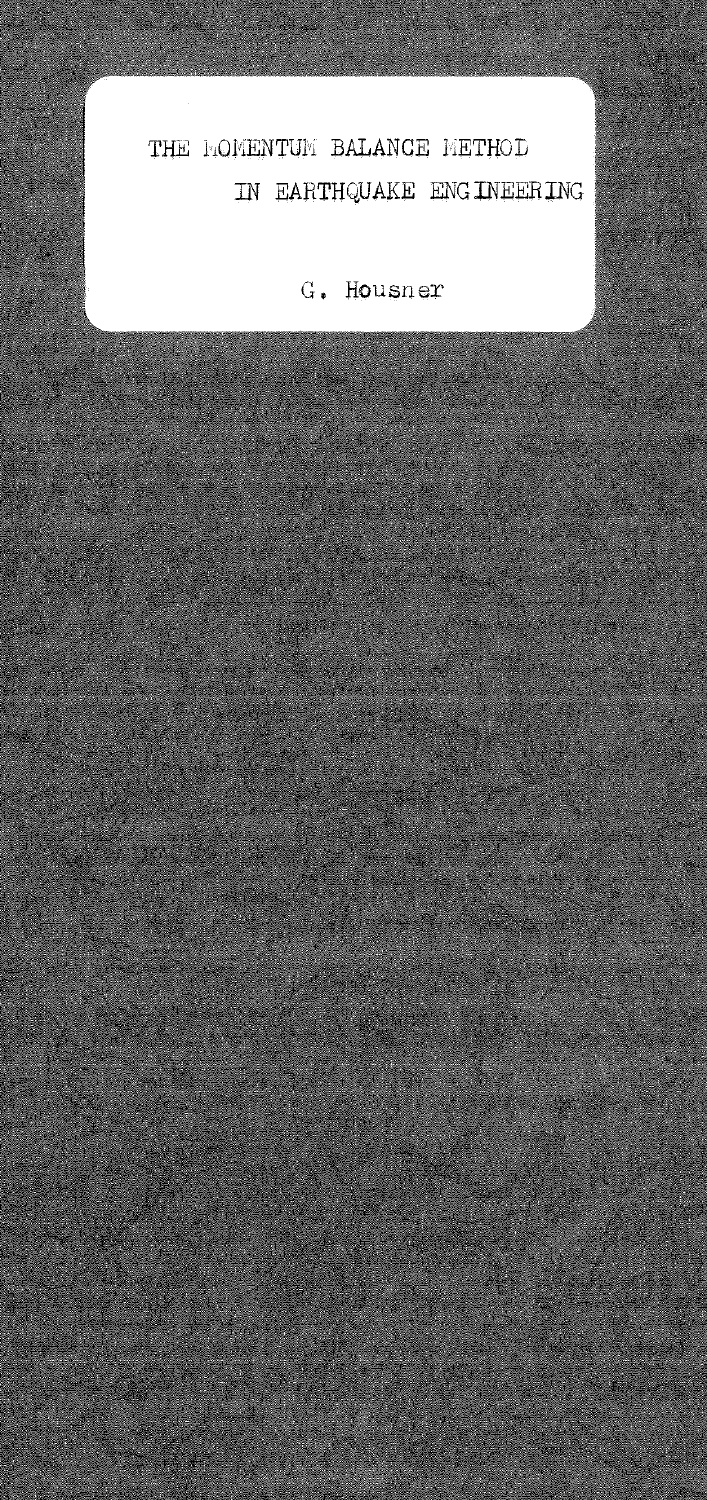# THE MOMENTUM BALANCE METHOD IN EARTHQUAKE ENGINEERING

G. Housner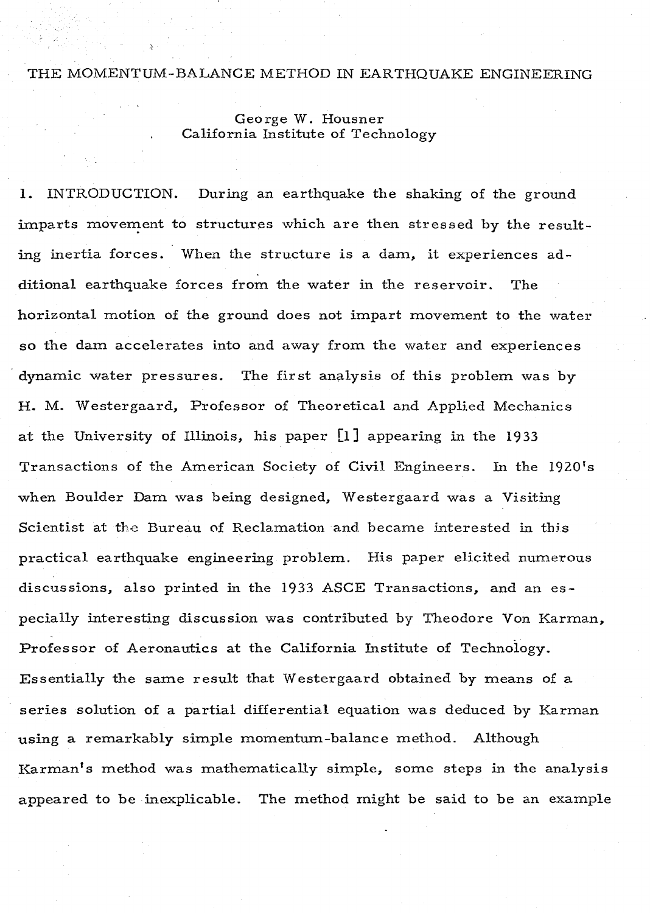# THE MOMENTUM-BALANCE METHOD IN EARTHQUAKE ENGINEERING

George W. Housner
California Institute of Technology

1. INTRODUCTION. During an earthquake the shaking of the ground imparts movement to structures which are then stressed by the resulting inertia forces. When the structure is a dam, it experiences additional earthquake forces from the water in the reservoir. The horizontal motion of the ground does not impart movement to the water so the dam accelerates into and away from the water and experiences dynamic water pressures. The first analysis of this problem was by H. M. Westergaard, Professor of Theoretical and Applied Mechanics at the University of Illinois, his paper [1] appearing in the 1933 Transactions of the American Society of Civil Engineers. In the 1920's when Boulder Dam was being designed, Westergaard was a Visiting Scientist at the Bureau of Reclamation and became interested in this practical earthquake engineering problem. His paper elicited numerous discussions, also printed in the 1933 ASCE Transactions, and an especially interesting discussion was contributed by Theodore Von Karman, Professor of Aeronautics at the California Institute of Technology. Essentially the same result that Westergaard obtained by means of a series solution of a partial differential equation was deduced by Karman using a remarkably simple momentum-balance method. Although Karman's method was mathematically simple, some steps in the analysis appeared to be inexplicable. The method might be said to be an example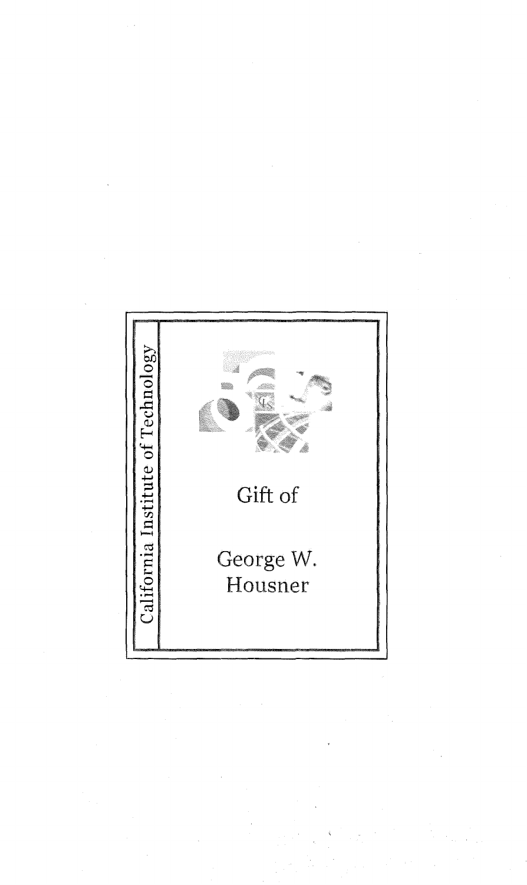California Institute of Technology

Gift of

George W. Housner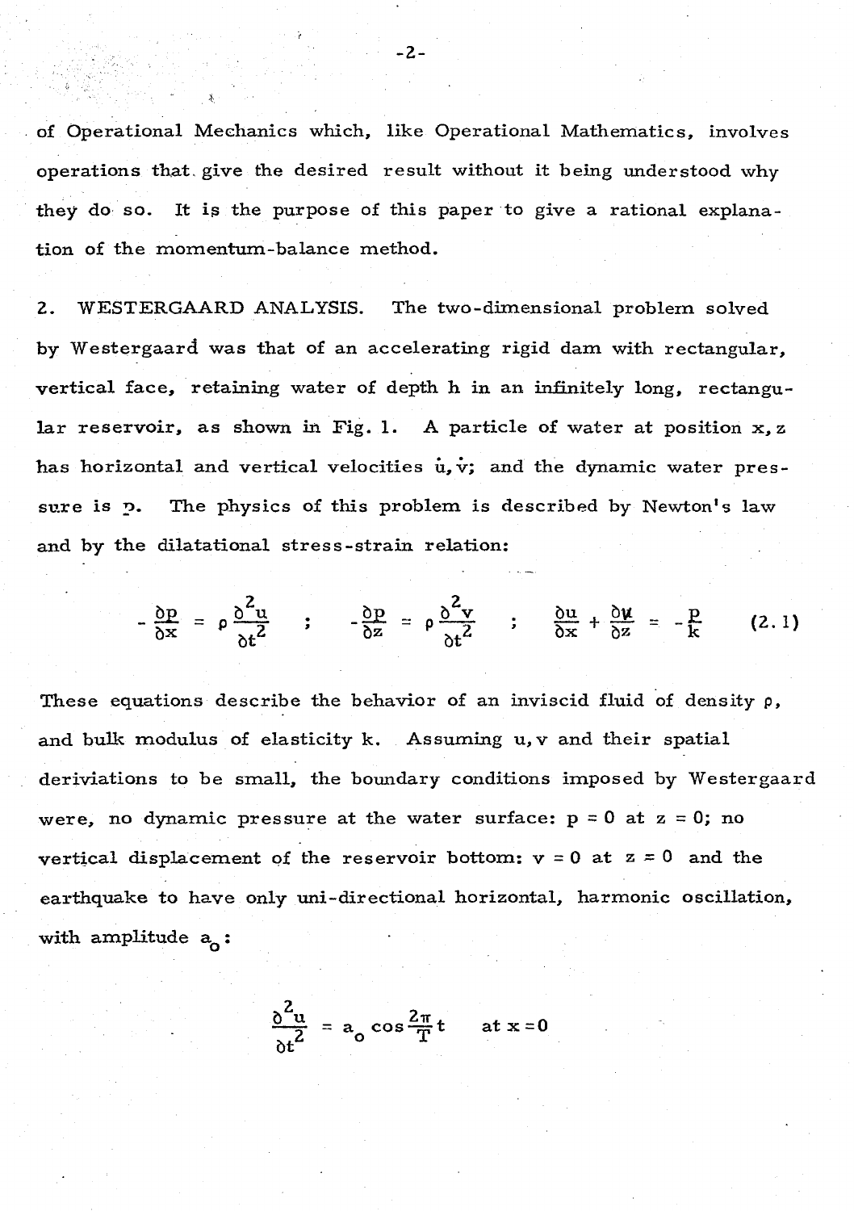of Operational Mechanics which, like Operational Mathematics, involves operations that give the desired result without it being understood why they do so. It is the purpose of this paper to give a rational explanation of the momentum-balance method.

## 2. WESTERGAARD ANALYSIS.

The two-dimensional problem solved by Westergaard was that of an accelerating rigid dam with rectangular, vertical face, retaining water of depth h in an infinitely long, rectangular reservoir, as shown in Fig. 1. A particle of water at position x, z has horizontal and vertical velocities $\dot{u}, \dot{v}$; and the dynamic water pressure is p. The physics of this problem is described by Newton's law and by the dilatational stress-strain relation:

$$- \frac{\partial p}{\partial x} = \rho \frac{\partial^2 u}{\partial t^2} \quad ; \quad - \frac{\partial p}{\partial z} = \rho \frac{\partial^2 v}{\partial t^2} \quad ; \quad \frac{\partial u}{\partial x} + \frac{\partial v}{\partial z} = - \frac{p}{k} \qquad (2.1)$$

These equations describe the behavior of an inviscid fluid of density ρ, and bulk modulus of elasticity k. Assuming u, v and their spatial deriviations to be small, the boundary conditions imposed by Westergaard were, no dynamic pressure at the water surface: p = 0 at z = 0; no vertical displacement of the reservoir bottom: v = 0 at z = 0 and the earthquake to have only uni-directional horizontal, harmonic oscillation, with amplitude $a_o$:

$$\frac{\partial^2 u}{\partial t^2} = a_o \cos \frac{2\pi}{T} t \qquad \text{at } x = 0$$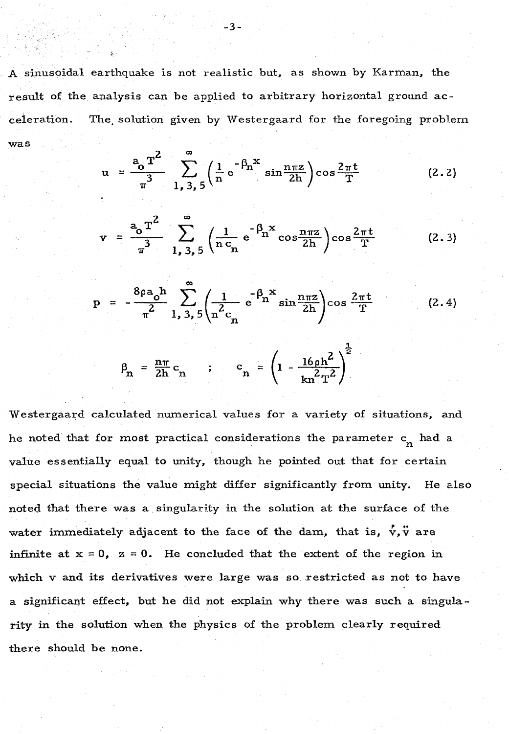A sinusoidal earthquake is not realistic but, as shown by Karman, the result of the analysis can be applied to arbitrary horizontal ground acceleration. The solution given by Westergaard for the foregoing problem was

$$u = \frac{a_o T^2}{\pi^3} \sum_{1,3,5}^{\infty} \left( \frac{1}{n} e^{-\beta_n x} \sin \frac{n\pi z}{2h} \right) \cos \frac{2\pi t}{T} \tag{2.2}$$

$$v = \frac{a_o T^2}{\pi^3} \sum_{1,3,5}^{\infty} \left( \frac{1}{n\, c_n} e^{-\beta_n x} \cos \frac{n\pi z}{2h} \right) \cos \frac{2\pi t}{T} \tag{2.3}$$

$$p = -\frac{8\rho a_o h}{\pi^2} \sum_{1,3,5}^{\infty} \left( \frac{1}{n^2 c_n} e^{-\beta_n x} \sin \frac{n\pi z}{2h} \right) \cos \frac{2\pi t}{T} \tag{2.4}$$

$$\beta_n = \frac{n\pi}{2h} c_n \quad ; \quad c_n = \left( 1 - \frac{16\rho h^2}{k n^2 T^2} \right)^{\frac{1}{2}}$$

Westergaard calculated numerical values for a variety of situations, and he noted that for most practical considerations the parameter $c_n$ had a value essentially equal to unity, though he pointed out that for certain special situations the value might differ significantly from unity. He also noted that there was a singularity in the solution at the surface of the water immediately adjacent to the face of the dam, that is, $\dot{v}, \ddot{v}$ are infinite at $x = 0$, $z = 0$. He concluded that the extent of the region in which v and its derivatives were large was so restricted as not to have a significant effect, but he did not explain why there was such a singularity in the solution when the physics of the problem clearly required there should be none.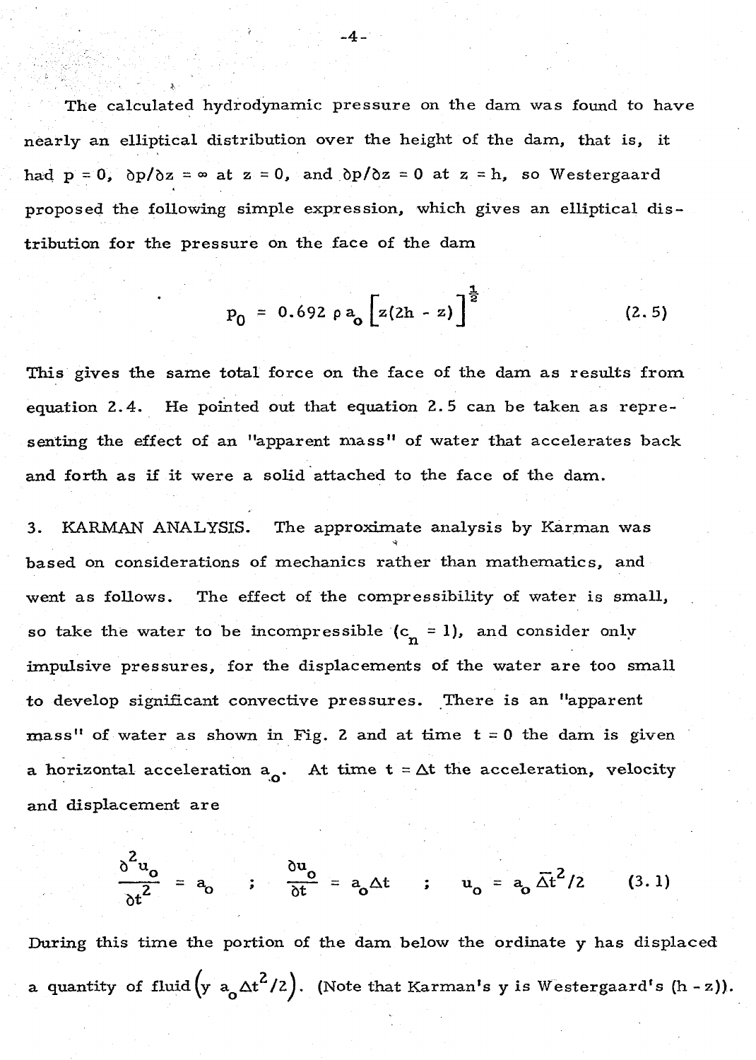The calculated hydrodynamic pressure on the dam was found to have nearly an elliptical distribution over the height of the dam, that is, it had $p = 0$, $\partial p/\partial z = \infty$ at $z = 0$, and $\partial p/\partial z = 0$ at $z = h$, so Westergaard proposed the following simple expression, which gives an elliptical distribution for the pressure on the face of the dam

$$p_0 = 0.692 \, \rho \, a_o \left[ z(2h - z) \right]^{\frac{1}{2}} \tag{2.5}$$

This gives the same total force on the face of the dam as results from equation 2.4. He pointed out that equation 2.5 can be taken as representing the effect of an "apparent mass" of water that accelerates back and forth as if it were a solid attached to the face of the dam.

3. KARMAN ANALYSIS. The approximate analysis by Karman was based on considerations of mechanics rather than mathematics, and went as follows. The effect of the compressibility of water is small, so take the water to be incompressible ($c_n = 1$), and consider only impulsive pressures, for the displacements of the water are too small to develop significant convective pressures. There is an "apparent mass" of water as shown in Fig. 2 and at time $t = 0$ the dam is given a horizontal acceleration $a_o$. At time $t = \Delta t$ the acceleration, velocity and displacement are

$$\frac{\partial^2 u_o}{\partial t^2} = a_o \quad ; \quad \frac{\partial u_o}{\partial t} = a_o \Delta t \quad ; \quad u_o = a_o \, \overline{\Delta t}^2 / 2 \tag{3.1}$$

During this time the portion of the dam below the ordinate y has displaced a quantity of fluid $\left( y \; a_o \Delta t^2 / 2 \right)$. (Note that Karman's y is Westergaard's $(h - z)$).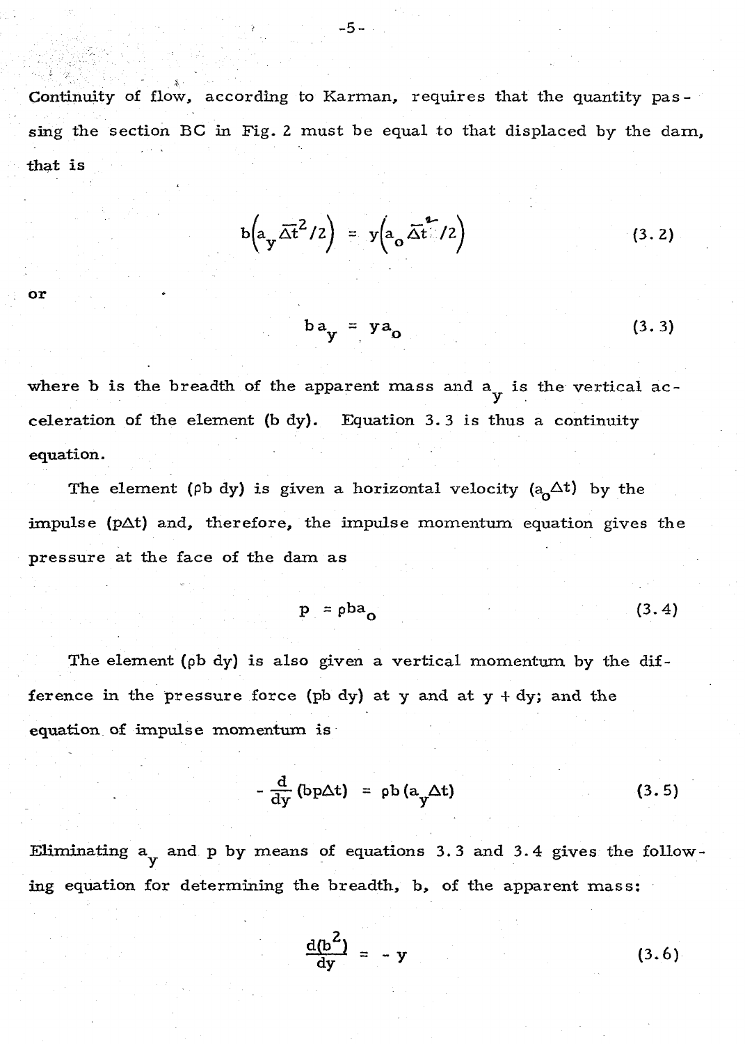Continuity of flow, according to Karman, requires that the quantity passing the section BC in Fig. 2 must be equal to that displaced by the dam, that is

$$b\left(a_y \overline{\Delta t}^2/2\right) = y\left(a_o \overline{\Delta t}^2/2\right) \tag{3.2}$$

or

$$b a_y = y a_o \tag{3.3}$$

where b is the breadth of the apparent mass and $a_y$ is the vertical acceleration of the element (b dy). Equation 3.3 is thus a continuity equation.

The element ($\rho$b dy) is given a horizontal velocity ($a_o \Delta t$) by the impulse ($p\Delta t$) and, therefore, the impulse momentum equation gives the pressure at the face of the dam as

$$p = \rho b a_o \tag{3.4}$$

The element ($\rho$b dy) is also given a vertical momentum by the difference in the pressure force (pb dy) at y and at y + dy; and the equation of impulse momentum is

$$-\frac{d}{dy}(bp\Delta t) = \rho b\,(a_y \Delta t) \tag{3.5}$$

Eliminating $a_y$ and p by means of equations 3.3 and 3.4 gives the following equation for determining the breadth, b, of the apparent mass:

$$\frac{d(b^2)}{dy} = -\,y \tag{3.6}$$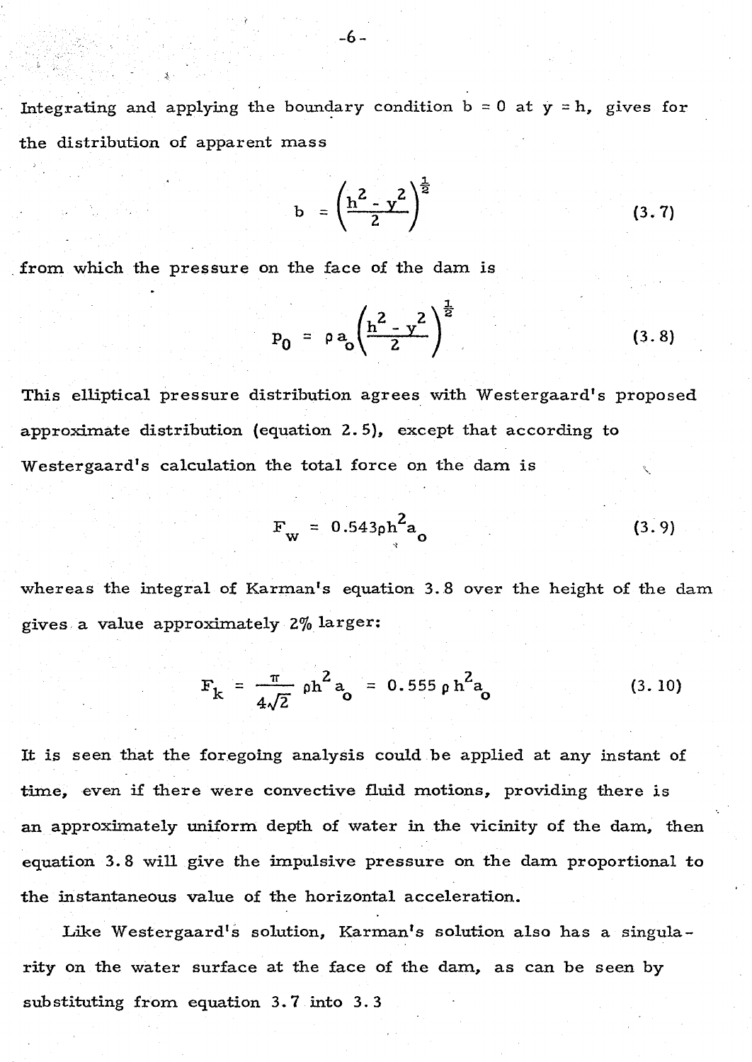Integrating and applying the boundary condition $b = 0$ at $y = h$, gives for the distribution of apparent mass

$$b = \left(\frac{h^2 - y^2}{2}\right)^{\frac{1}{2}} \tag{3.7}$$

from which the pressure on the face of the dam is

$$p_0 = \rho a_o \left(\frac{h^2 - y^2}{2}\right)^{\frac{1}{2}} \tag{3.8}$$

This elliptical pressure distribution agrees with Westergaard's proposed approximate distribution (equation 2.5), except that according to Westergaard's calculation the total force on the dam is

$$F_w = 0.543 \rho h^2 a_o \tag{3.9}$$

whereas the integral of Karman's equation 3.8 over the height of the dam gives a value approximately 2% larger:

$$F_k = \frac{\pi}{4\sqrt{2}} \rho h^2 a_o = 0.555 \rho h^2 a_o \tag{3.10}$$

It is seen that the foregoing analysis could be applied at any instant of time, even if there were convective fluid motions, providing there is an approximately uniform depth of water in the vicinity of the dam, then equation 3.8 will give the impulsive pressure on the dam proportional to the instantaneous value of the horizontal acceleration.

Like Westergaard's solution, Karman's solution also has a singularity on the water surface at the face of the dam, as can be seen by substituting from equation 3.7 into 3.3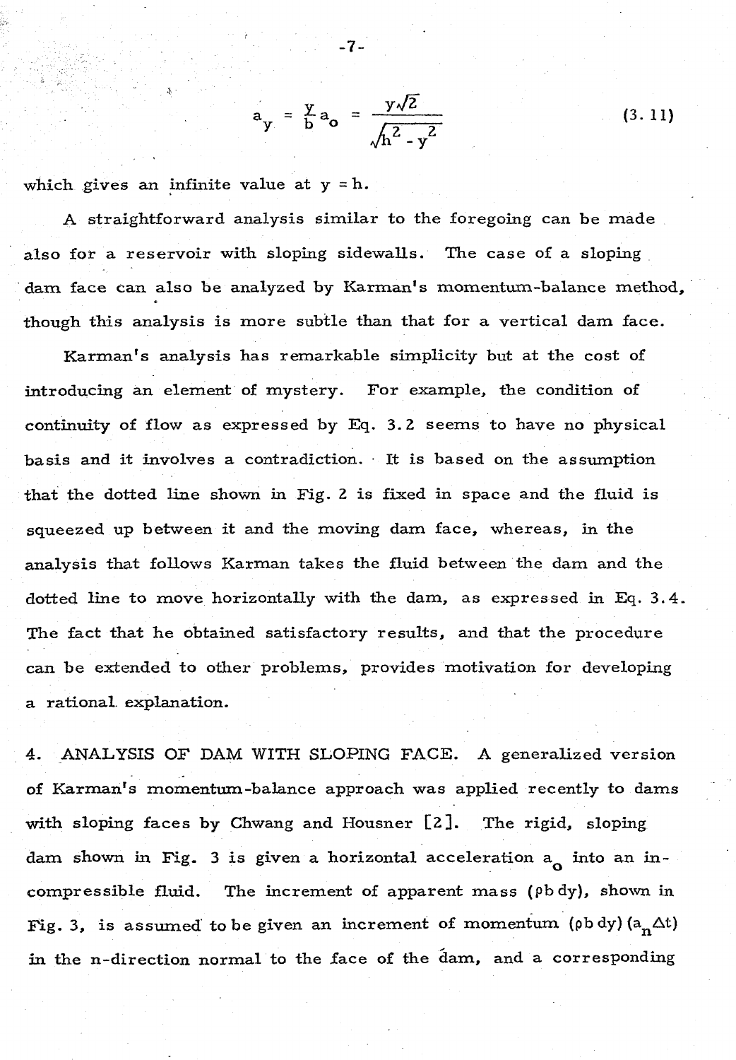$$a_y = \frac{y}{b} a_o = \frac{y\sqrt{2}}{\sqrt{h^2 - y^2}} \tag{3.11}$$

which gives an infinite value at $y = h$.

A straightforward analysis similar to the foregoing can be made also for a reservoir with sloping sidewalls. The case of a sloping dam face can also be analyzed by Karman's momentum-balance method, though this analysis is more subtle than that for a vertical dam face.

Karman's analysis has remarkable simplicity but at the cost of introducing an element of mystery. For example, the condition of continuity of flow as expressed by Eq. 3.2 seems to have no physical basis and it involves a contradiction. It is based on the assumption that the dotted line shown in Fig. 2 is fixed in space and the fluid is squeezed up between it and the moving dam face, whereas, in the analysis that follows Karman takes the fluid between the dam and the dotted line to move horizontally with the dam, as expressed in Eq. 3.4. The fact that he obtained satisfactory results, and that the procedure can be extended to other problems, provides motivation for developing a rational explanation.

## 4. ANALYSIS OF DAM WITH SLOPING FACE.

A generalized version of Karman's momentum-balance approach was applied recently to dams with sloping faces by Chwang and Housner [2]. The rigid, sloping dam shown in Fig. 3 is given a horizontal acceleration $a_o$ into an incompressible fluid. The increment of apparent mass $(\rho b\, dy)$, shown in Fig. 3, is assumed to be given an increment of momentum $(\rho b\, dy)(a_n \Delta t)$ in the n-direction normal to the face of the dam, and a corresponding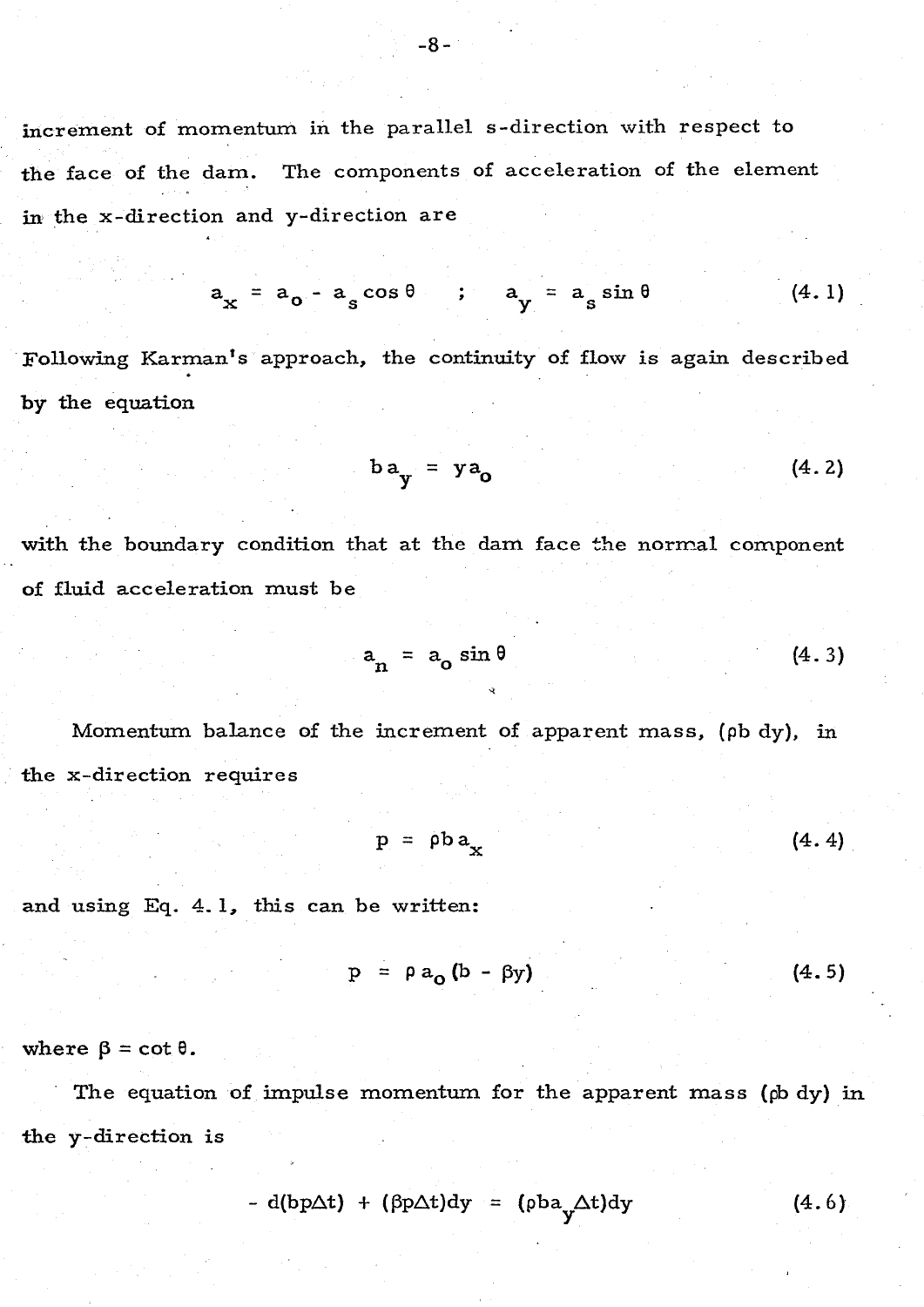increment of momentum in the parallel s-direction with respect to the face of the dam. The components of acceleration of the element in the x-direction and y-direction are

$$a_x = a_o - a_s \cos\theta \quad ; \quad a_y = a_s \sin\theta \tag{4.1}$$

Following Karman's approach, the continuity of flow is again described by the equation

$$b a_y = y a_o \tag{4.2}$$

with the boundary condition that at the dam face the normal component of fluid acceleration must be

$$a_n = a_o \sin\theta \tag{4.3}$$

Momentum balance of the increment of apparent mass, $(\rho b\, dy)$, in the x-direction requires

$$p = \rho b a_x \tag{4.4}$$

and using Eq. 4.1, this can be written:

$$p = \rho a_o (b - \beta y) \tag{4.5}$$

where $\beta = \cot\theta$.

The equation of impulse momentum for the apparent mass $(\rho b\, dy)$ in the y-direction is

$$- d(bp\Delta t) + (\beta p \Delta t)dy = (\rho b a_y \Delta t)dy \tag{4.6}$$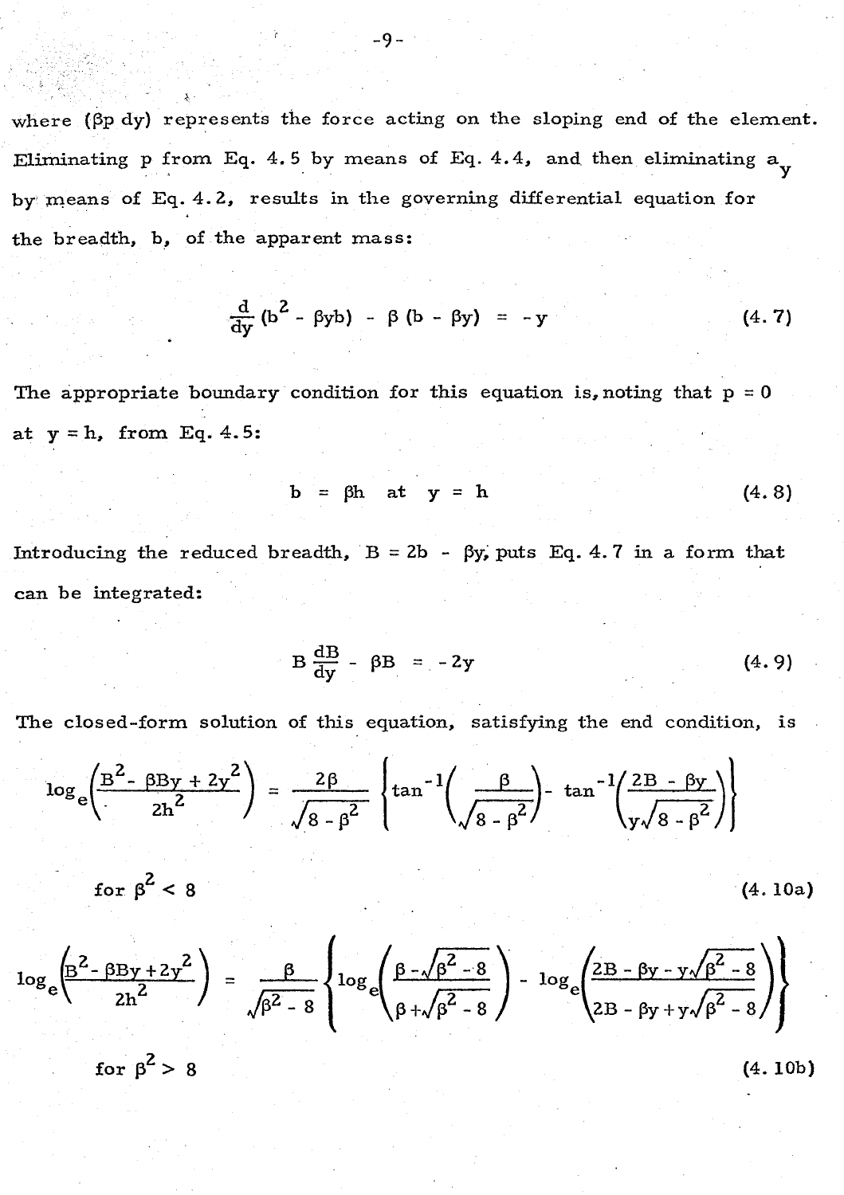where $(\beta p\, dy)$ represents the force acting on the sloping end of the element. Eliminating p from Eq. 4.5 by means of Eq. 4.4, and then eliminating $a_y$ by means of Eq. 4.2, results in the governing differential equation for the breadth, b, of the apparent mass:

$$\frac{d}{dy}(b^2 - \beta y b) - \beta(b - \beta y) = -y \tag{4.7}$$

The appropriate boundary condition for this equation is, noting that $p = 0$ at $y = h$, from Eq. 4.5:

$$b = \beta h \quad \text{at} \quad y = h \tag{4.8}$$

Introducing the reduced breadth, $B = 2b - \beta y$, puts Eq. 4.7 in a form that can be integrated:

$$B\frac{dB}{dy} - \beta B = -2y \tag{4.9}$$

The closed-form solution of this equation, satisfying the end condition, is

$$\log_e\left(\frac{B^2 - \beta B y + 2y^2}{2h^2}\right) = \frac{2\beta}{\sqrt{8 - \beta^2}}\left\{\tan^{-1}\left(\frac{\beta}{\sqrt{8 - \beta^2}}\right) - \tan^{-1}\left(\frac{2B - \beta y}{y\sqrt{8 - \beta^2}}\right)\right\}$$

for $\beta^2 < 8$ (4.10a)

$$\log_e\left(\frac{B^2 - \beta B y + 2y^2}{2h^2}\right) = \frac{\beta}{\sqrt{\beta^2 - 8}}\left\{\log_e\left(\frac{\beta - \sqrt{\beta^2 - 8}}{\beta + \sqrt{\beta^2 - 8}}\right) - \log_e\left(\frac{2B - \beta y - y\sqrt{\beta^2 - 8}}{2B - \beta y + y\sqrt{\beta^2 - 8}}\right)\right\}$$

for $\beta^2 > 8$ (4.10b)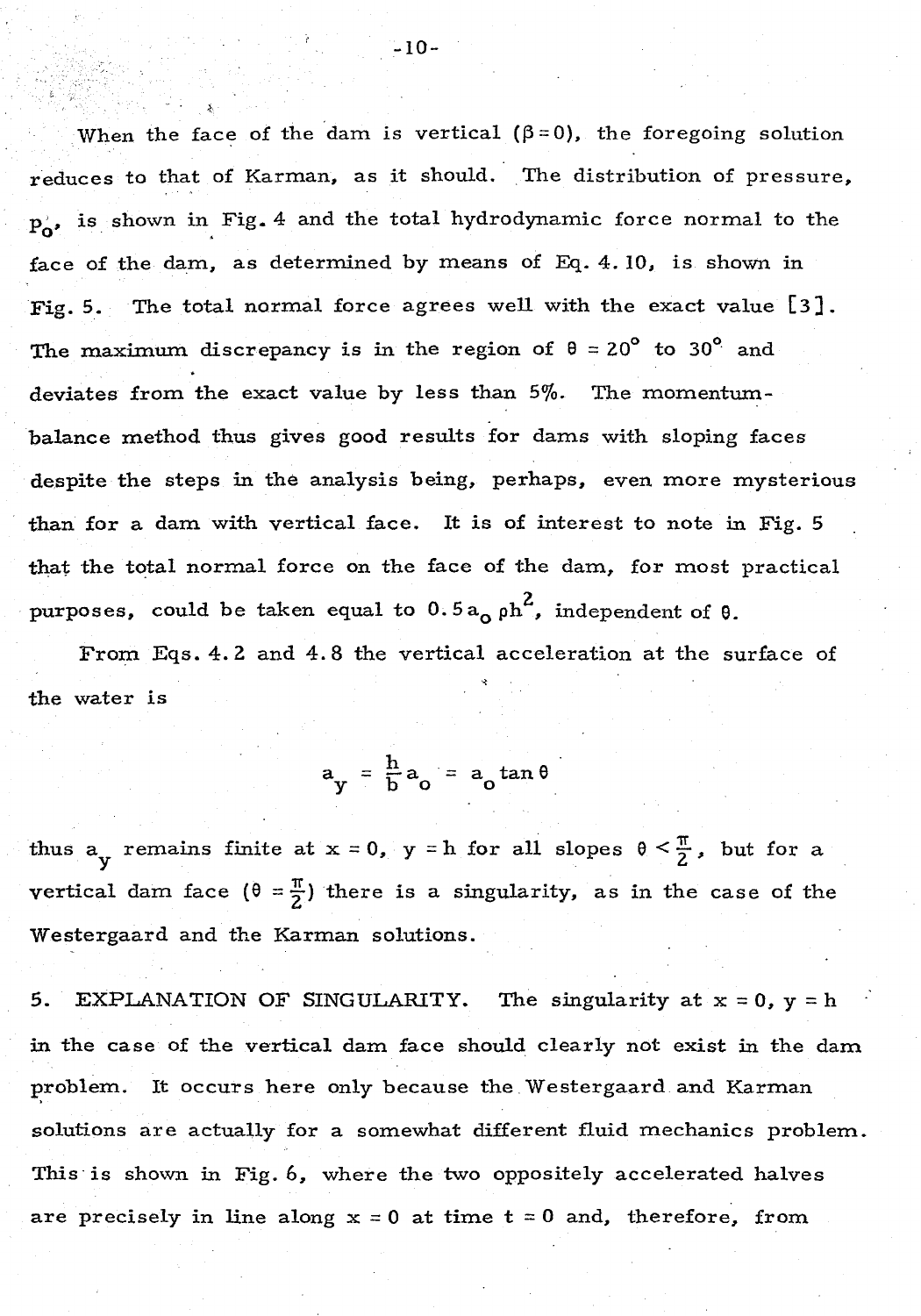When the face of the dam is vertical ($\beta = 0$), the foregoing solution reduces to that of Karman, as it should. The distribution of pressure, $p_o$, is shown in Fig. 4 and the total hydrodynamic force normal to the face of the dam, as determined by means of Eq. 4.10, is shown in Fig. 5. The total normal force agrees well with the exact value [3]. The maximum discrepancy is in the region of $\theta = 20°$ to $30°$ and deviates from the exact value by less than 5%. The momentum-balance method thus gives good results for dams with sloping faces despite the steps in the analysis being, perhaps, even more mysterious than for a dam with vertical face. It is of interest to note in Fig. 5 that the total normal force on the face of the dam, for most practical purposes, could be taken equal to $0.5 a_o \rho h^2$, independent of $\theta$.

From Eqs. 4.2 and 4.8 the vertical acceleration at the surface of the water is

$$a_y = \frac{h}{b} a_o = a_o \tan\theta$$

thus $a_y$ remains finite at $x = 0$, $y = h$ for all slopes $\theta < \frac{\pi}{2}$, but for a vertical dam face ($\theta = \frac{\pi}{2}$) there is a singularity, as in the case of the Westergaard and the Karman solutions.

5. EXPLANATION OF SINGULARITY. The singularity at $x = 0$, $y = h$ in the case of the vertical dam face should clearly not exist in the dam problem. It occurs here only because the Westergaard and Karman solutions are actually for a somewhat different fluid mechanics problem. This is shown in Fig. 6, where the two oppositely accelerated halves are precisely in line along $x = 0$ at time $t = 0$ and, therefore, from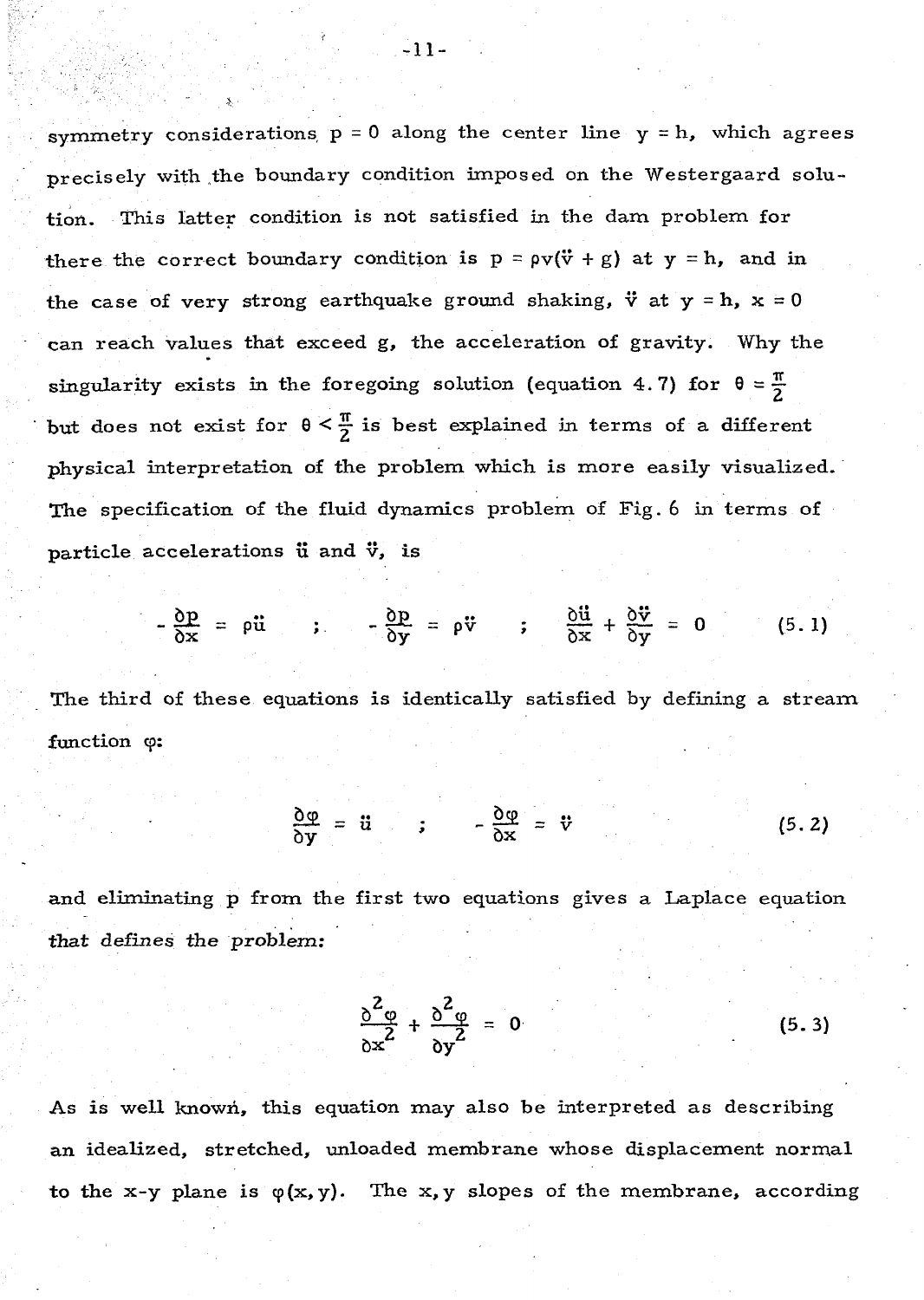symmetry considerations $p = 0$ along the center line $y = h$, which agrees precisely with the boundary condition imposed on the Westergaard solution. This latter condition is not satisfied in the dam problem for there the correct boundary condition is $p = \rho v(\ddot{v} + g)$ at $y = h$, and in the case of very strong earthquake ground shaking, $\ddot{v}$ at $y = h$, $x = 0$ can reach values that exceed g, the acceleration of gravity. Why the singularity exists in the foregoing solution (equation 4.7) for $\theta = \frac{\pi}{2}$ but does not exist for $\theta < \frac{\pi}{2}$ is best explained in terms of a different physical interpretation of the problem which is more easily visualized. The specification of the fluid dynamics problem of Fig. 6 in terms of particle accelerations $\ddot{u}$ and $\ddot{v}$, is

$$-\frac{\partial p}{\partial x} = \rho \ddot{u} \quad ; \quad -\frac{\partial p}{\partial y} = \rho \ddot{v} \quad ; \quad \frac{\partial \ddot{u}}{\partial x} + \frac{\partial \ddot{v}}{\partial y} = 0 \qquad (5.1)$$

The third of these equations is identically satisfied by defining a stream function $\varphi$:

$$\frac{\partial \varphi}{\partial y} = \ddot{u} \quad ; \quad -\frac{\partial \varphi}{\partial x} = \ddot{v} \qquad (5.2)$$

and eliminating p from the first two equations gives a Laplace equation that defines the problem:

$$\frac{\partial^2 \varphi}{\partial x^2} + \frac{\partial^2 \varphi}{\partial y^2} = 0 \qquad (5.3)$$

As is well known, this equation may also be interpreted as describing an idealized, stretched, unloaded membrane whose displacement normal to the x-y plane is $\varphi(x, y)$. The x, y slopes of the membrane, according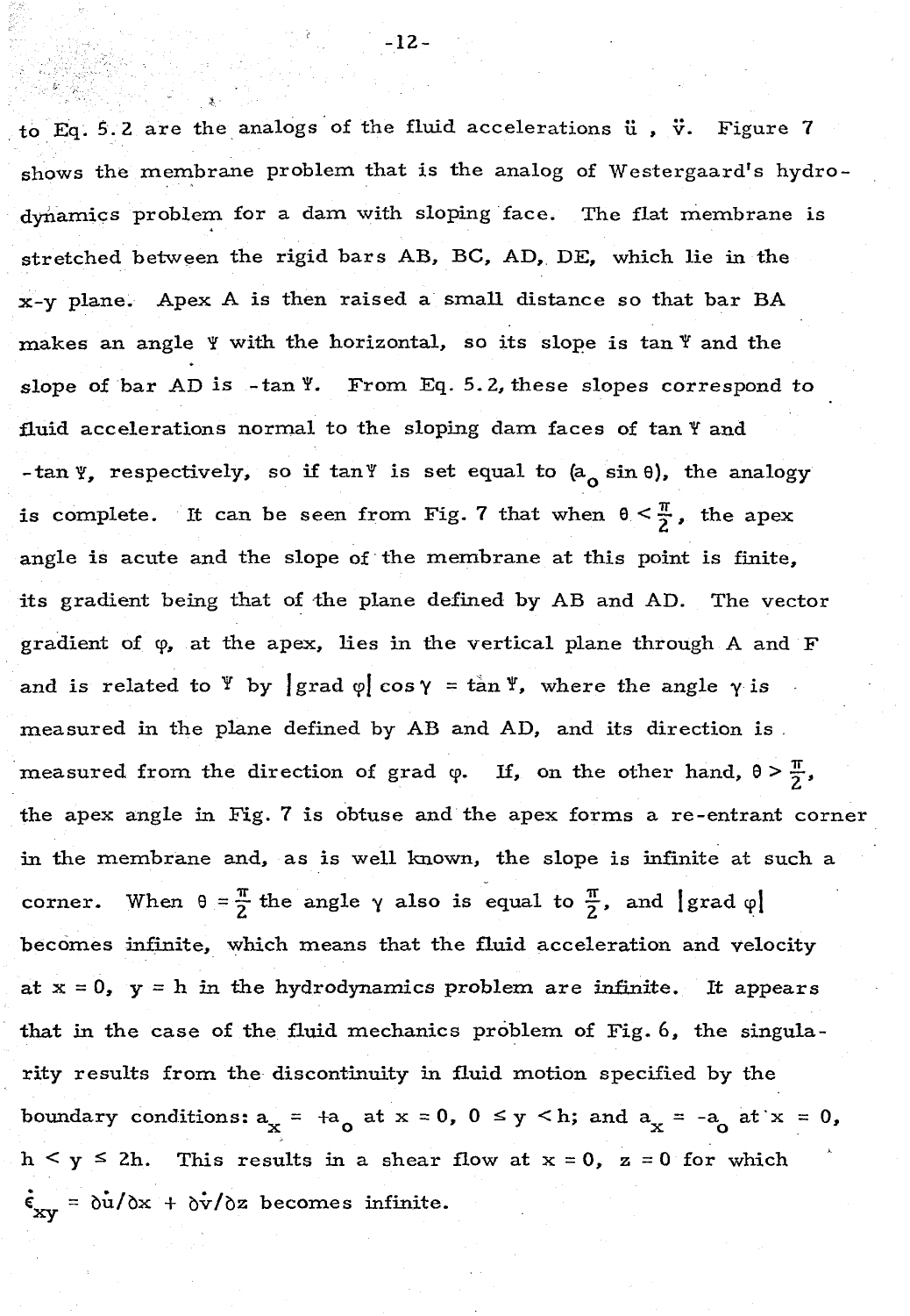to Eq. 5.2 are the analogs of the fluid accelerations $\ddot{u}$ , $\ddot{v}$. Figure 7 shows the membrane problem that is the analog of Westergaard's hydrodynamics problem for a dam with sloping face. The flat membrane is stretched between the rigid bars AB, BC, AD, DE, which lie in the x-y plane. Apex A is then raised a small distance so that bar BA makes an angle $\Psi$ with the horizontal, so its slope is $\tan \Psi$ and the slope of bar AD is $-\tan \Psi$. From Eq. 5.2, these slopes correspond to fluid accelerations normal to the sloping dam faces of $\tan \Psi$ and $-\tan \Psi$, respectively, so if $\tan \Psi$ is set equal to $(a_o \sin \theta)$, the analogy is complete. It can be seen from Fig. 7 that when $\theta < \frac{\pi}{2}$, the apex angle is acute and the slope of the membrane at this point is finite, its gradient being that of the plane defined by AB and AD. The vector gradient of $\varphi$, at the apex, lies in the vertical plane through A and F and is related to $\Psi$ by $|\text{grad } \varphi| \cos \gamma = \tan \Psi$, where the angle $\gamma$ is measured in the plane defined by AB and AD, and its direction is measured from the direction of grad $\varphi$. If, on the other hand, $\theta > \frac{\pi}{2}$, the apex angle in Fig. 7 is obtuse and the apex forms a re-entrant corner in the membrane and, as is well known, the slope is infinite at such a corner. When $\theta = \frac{\pi}{2}$ the angle $\gamma$ also is equal to $\frac{\pi}{2}$, and $|\text{grad } \varphi|$ becomes infinite, which means that the fluid acceleration and velocity at $x = 0$, $y = h$ in the hydrodynamics problem are infinite. It appears that in the case of the fluid mechanics problem of Fig. 6, the singularity results from the discontinuity in fluid motion specified by the boundary conditions: $a_x = +a_o$ at $x = 0$, $0 \leq y < h$; and $a_x = -a_o$ at $x = 0$, $h < y \leq 2h$. This results in a shear flow at $x = 0$, $z = 0$ for which $\dot{\epsilon}_{xy} = \partial \dot{u}/\partial x + \partial \dot{v}/\partial z$ becomes infinite.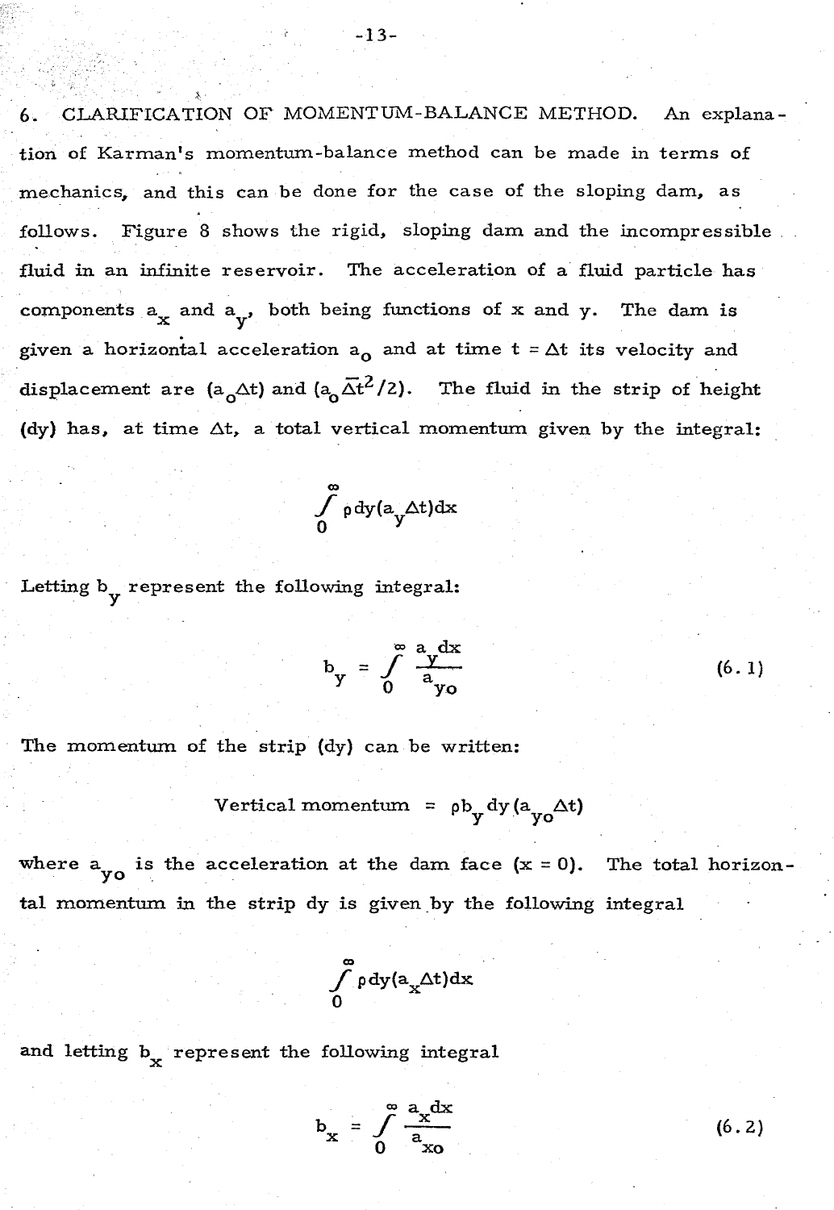6. CLARIFICATION OF MOMENTUM-BALANCE METHOD. An explanation of Karman's momentum-balance method can be made in terms of mechanics, and this can be done for the case of the sloping dam, as follows. Figure 8 shows the rigid, sloping dam and the incompressible fluid in an infinite reservoir. The acceleration of a fluid particle has components $a_x$ and $a_y$, both being functions of x and y. The dam is given a horizontal acceleration $a_o$ and at time $t = \Delta t$ its velocity and displacement are $(a_o \Delta t)$ and $(a_o \overline{\Delta t}^2/2)$. The fluid in the strip of height (dy) has, at time $\Delta t$, a total vertical momentum given by the integral:

$$\int_0^\infty \rho\, dy (a_y \Delta t) dx$$

Letting $b_y$ represent the following integral:

$$b_y = \int_0^\infty \frac{a_y dx}{a_{yo}} \tag{6.1}$$

The momentum of the strip (dy) can be written:

$$\text{Vertical momentum} = \rho b_y dy (a_{yo} \Delta t)$$

where $a_{yo}$ is the acceleration at the dam face (x = 0). The total horizontal momentum in the strip dy is given by the following integral

$$\int_0^\infty \rho\, dy (a_x \Delta t) dx$$

and letting $b_x$ represent the following integral

$$b_x = \int_0^\infty \frac{a_x dx}{a_{xo}} \tag{6.2}$$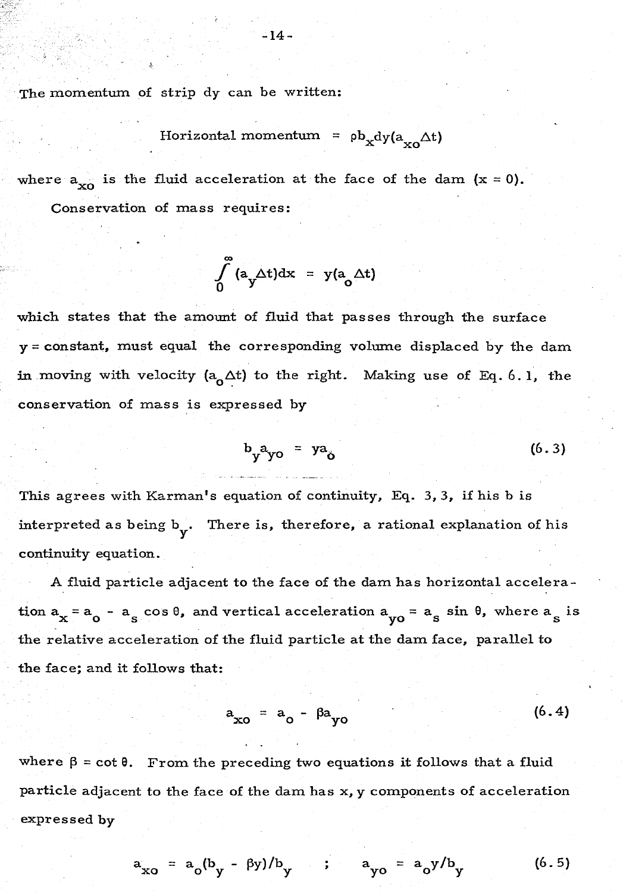The momentum of strip dy can be written:

$$\text{Horizontal momentum} = \rho b_x dy(a_{xo} \Delta t)$$

where $a_{xo}$ is the fluid acceleration at the face of the dam ($x = 0$).

Conservation of mass requires:

$$\int_0^\infty (a_y \Delta t) dx = y(a_o \Delta t)$$

which states that the amount of fluid that passes through the surface $y = \text{constant}$, must equal the corresponding volume displaced by the dam in moving with velocity $(a_o \Delta t)$ to the right. Making use of Eq. 6.1, the conservation of mass is expressed by

$$b_y a_{yo} = y a_o \tag{6.3}$$

This agrees with Karman's equation of continuity, Eq. 3, 3, if his b is interpreted as being $b_y$. There is, therefore, a rational explanation of his continuity equation.

A fluid particle adjacent to the face of the dam has horizontal acceleration $a_x = a_o - a_s \cos\theta$, and vertical acceleration $a_{yo} = a_s \sin\theta$, where $a_s$ is the relative acceleration of the fluid particle at the dam face, parallel to the face; and it follows that:

$$a_{xo} = a_o - \beta a_{yo} \tag{6.4}$$

where $\beta = \cot\theta$. From the preceding two equations it follows that a fluid particle adjacent to the face of the dam has x, y components of acceleration expressed by

$$a_{xo} = a_o(b_y - \beta y)/b_y \quad ; \quad a_{yo} = a_o y/b_y \tag{6.5}$$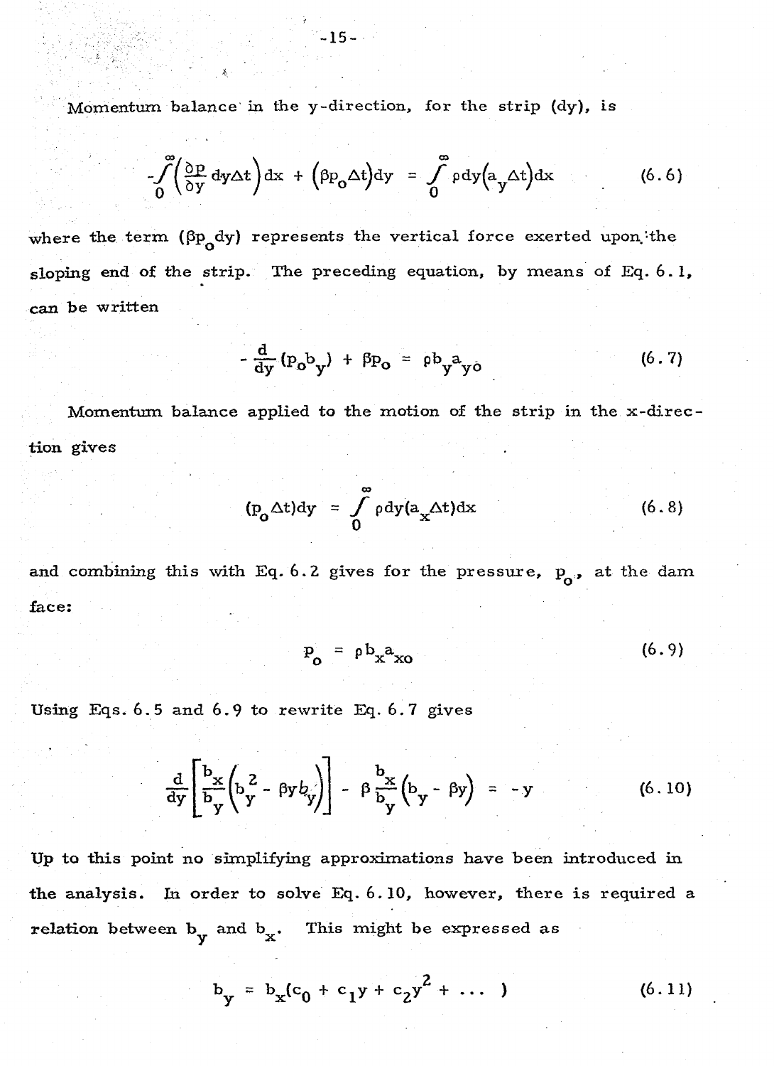Momentum balance in the y-direction, for the strip (dy), is

$$-\int_0^\infty \left(\frac{\partial p}{\partial y}\, dy\Delta t\right) dx + \left(\beta p_o \Delta t\right) dy = \int_0^\infty \rho dy \left(a_y \Delta t\right) dx \qquad (6.6)$$

where the term $(\beta p_o dy)$ represents the vertical force exerted upon the sloping end of the strip. The preceding equation, by means of Eq. 6.1, can be written

$$-\frac{d}{dy}\left(p_o b_y\right) + \beta p_o = \rho b_y a_{yo} \qquad (6.7)$$

Momentum balance applied to the motion of the strip in the x-direction gives

$$(p_o \Delta t) dy = \int_0^\infty \rho dy (a_x \Delta t) dx \qquad (6.8)$$

and combining this with Eq. 6.2 gives for the pressure, $p_o$, at the dam face:

$$p_o = \rho b_x a_{xo} \qquad (6.9)$$

Using Eqs. 6.5 and 6.9 to rewrite Eq. 6.7 gives

$$\frac{d}{dy}\left[\frac{b_x}{b_y}\left(b_y^2 - \beta y b_y\right)\right] - \beta \frac{b_x}{b_y}\left(b_y - \beta y\right) = -y \qquad (6.10)$$

Up to this point no simplifying approximations have been introduced in the analysis. In order to solve Eq. 6.10, however, there is required a relation between $b_y$ and $b_x$. This might be expressed as

$$b_y = b_x\left(c_0 + c_1 y + c_2 y^2 + \ldots\right) \qquad (6.11)$$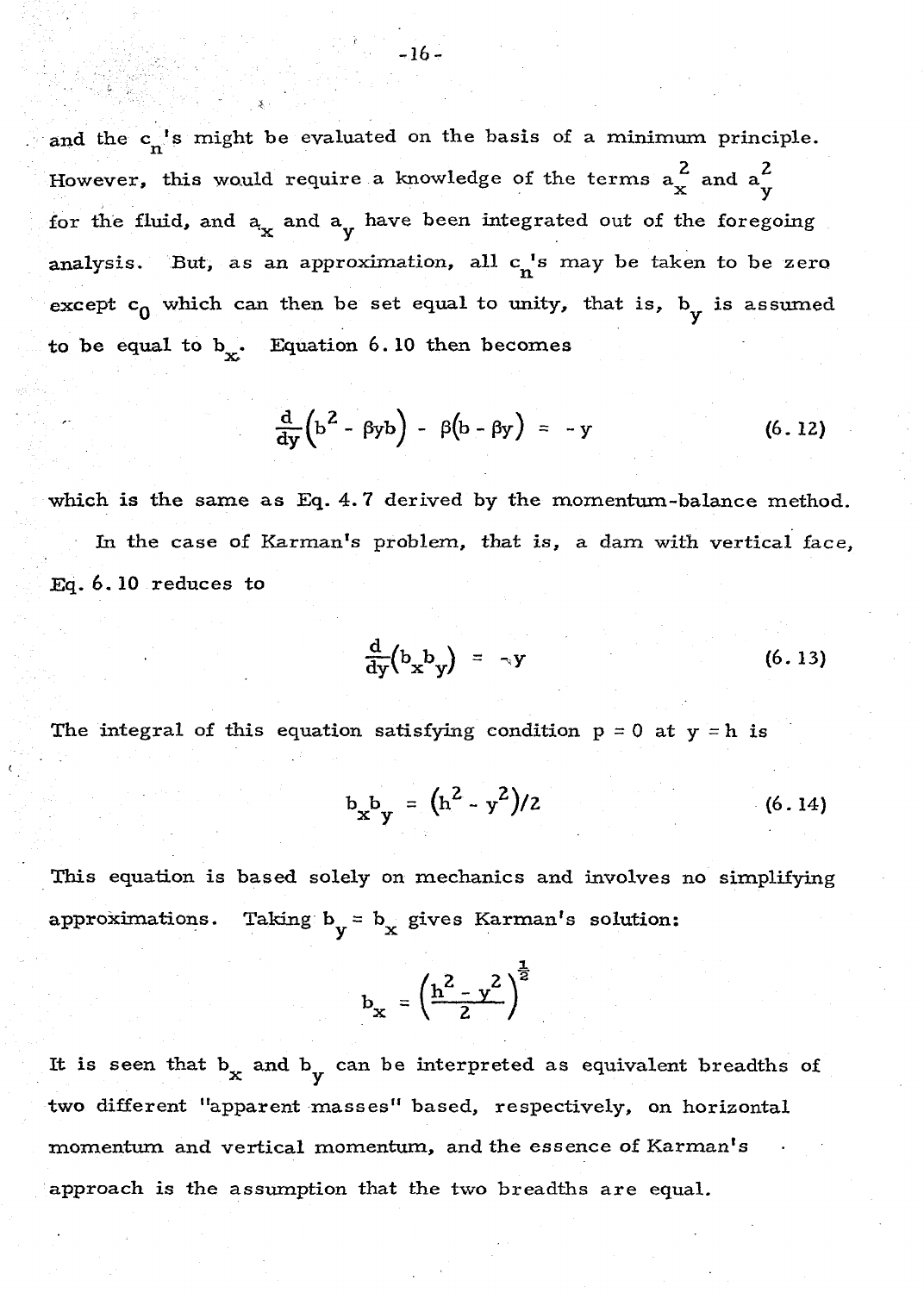and the $c_n$'s might be evaluated on the basis of a minimum principle. However, this would require a knowledge of the terms $a_x^2$ and $a_y^2$ for the fluid, and $a_x$ and $a_y$ have been integrated out of the foregoing analysis. But, as an approximation, all $c_n$'s may be taken to be zero except $c_0$ which can then be set equal to unity, that is, $b_y$ is assumed to be equal to $b_x$. Equation 6.10 then becomes

$$\frac{d}{dy}\left(b^2 - \beta y b\right) - \beta\left(b - \beta y\right) = -y \tag{6.12}$$

which is the same as Eq. 4.7 derived by the momentum-balance method.

In the case of Karman's problem, that is, a dam with vertical face, Eq. 6.10 reduces to

$$\frac{d}{dy}\left(b_x b_y\right) = -y \tag{6.13}$$

The integral of this equation satisfying condition $p = 0$ at $y = h$ is

$$b_x b_y = \left(h^2 - y^2\right)/2 \tag{6.14}$$

This equation is based solely on mechanics and involves no simplifying approximations. Taking $b_y = b_x$ gives Karman's solution:

$$b_x = \left(\frac{h^2 - y^2}{2}\right)^{\frac{1}{2}}$$

It is seen that $b_x$ and $b_y$ can be interpreted as equivalent breadths of two different "apparent masses" based, respectively, on horizontal momentum and vertical momentum, and the essence of Karman's approach is the assumption that the two breadths are equal.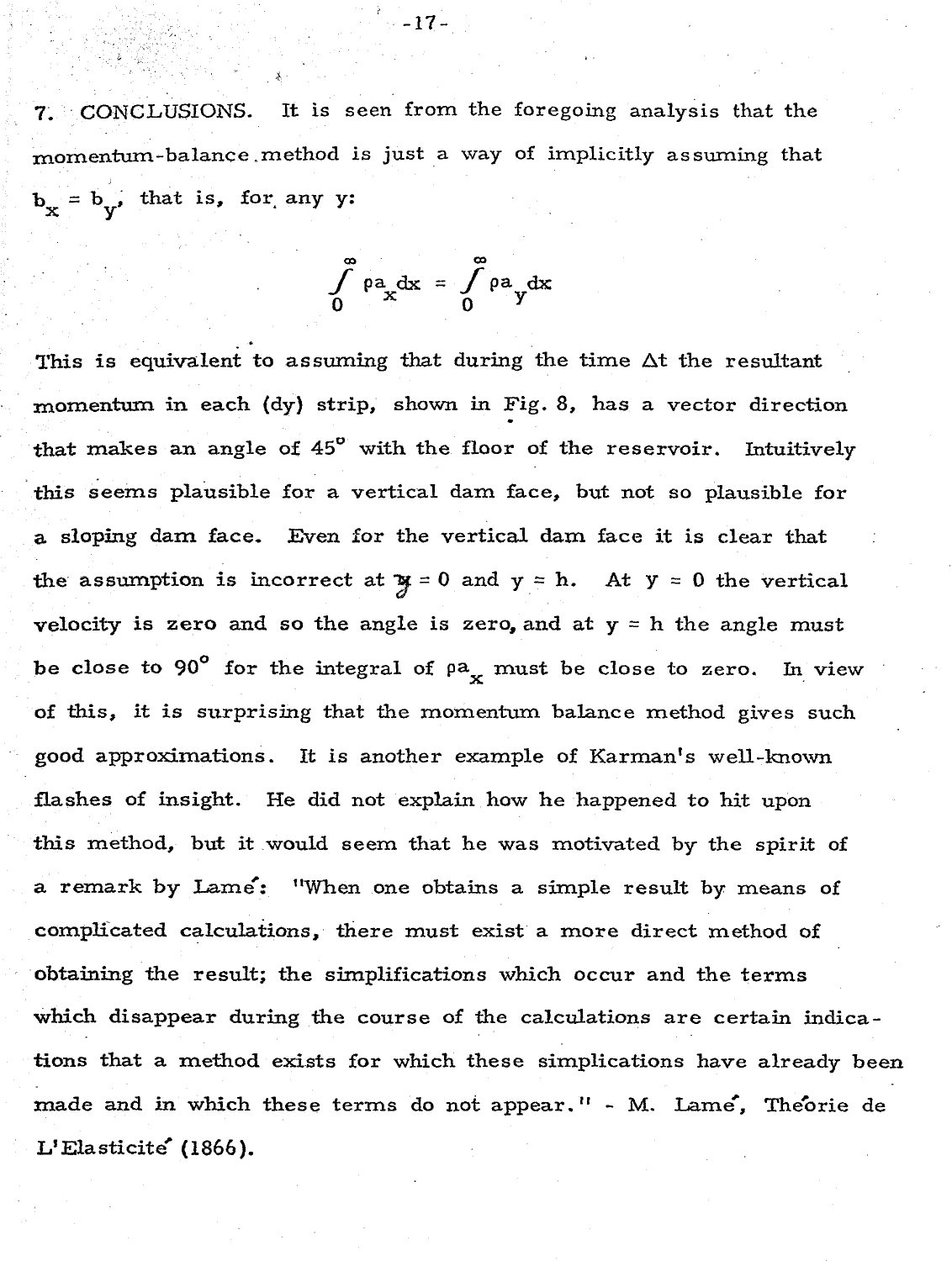7. CONCLUSIONS. It is seen from the foregoing analysis that the momentum-balance method is just a way of implicitly assuming that $b_x = b_y$, that is, for any y:

$$\int_0^\infty \rho a_x dx = \int_0^\infty \rho a_y dx$$

This is equivalent to assuming that during the time $\Delta t$ the resultant momentum in each (dy) strip, shown in Fig. 8, has a vector direction that makes an angle of 45° with the floor of the reservoir. Intuitively this seems plausible for a vertical dam face, but not so plausible for a sloping dam face. Even for the vertical dam face it is clear that the assumption is incorrect at $y = 0$ and $y = h$. At $y = 0$ the vertical velocity is zero and so the angle is zero, and at $y = h$ the angle must be close to 90° for the integral of $\rho a_x$ must be close to zero. In view of this, it is surprising that the momentum balance method gives such good approximations. It is another example of Karman's well-known flashes of insight. He did not explain how he happened to hit upon this method, but it would seem that he was motivated by the spirit of a remark by Lamé: "When one obtains a simple result by means of complicated calculations, there must exist a more direct method of obtaining the result; the simplifications which occur and the terms which disappear during the course of the calculations are certain indications that a method exists for which these simplications have already been made and in which these terms do not appear." - M. Lamé, Théorie de L'Elasticité (1866).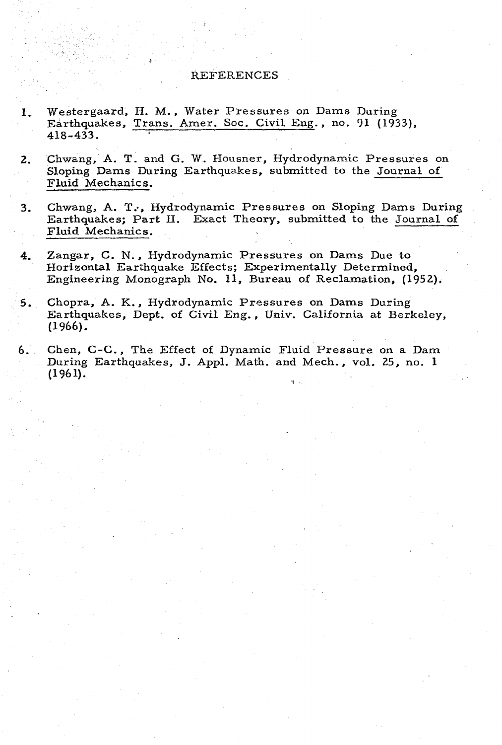# REFERENCES

1. Westergaard, H. M., Water Pressures on Dams During Earthquakes, Trans. Amer. Soc. Civil Eng., no. 91 (1933), 418-433.

2. Chwang, A. T. and G. W. Housner, Hydrodynamic Pressures on Sloping Dams During Earthquakes, submitted to the Journal of Fluid Mechanics.

3. Chwang, A. T., Hydrodynamic Pressures on Sloping Dams During Earthquakes; Part II. Exact Theory, submitted to the Journal of Fluid Mechanics.

4. Zangar, C. N., Hydrodynamic Pressures on Dams Due to Horizontal Earthquake Effects; Experimentally Determined, Engineering Monograph No. 11, Bureau of Reclamation, (1952).

5. Chopra, A. K., Hydrodynamic Pressures on Dams During Earthquakes, Dept. of Civil Eng., Univ. California at Berkeley, (1966).

6. Chen, C-C., The Effect of Dynamic Fluid Pressure on a Dam During Earthquakes, J. Appl. Math. and Mech., vol. 25, no. 1 (1961).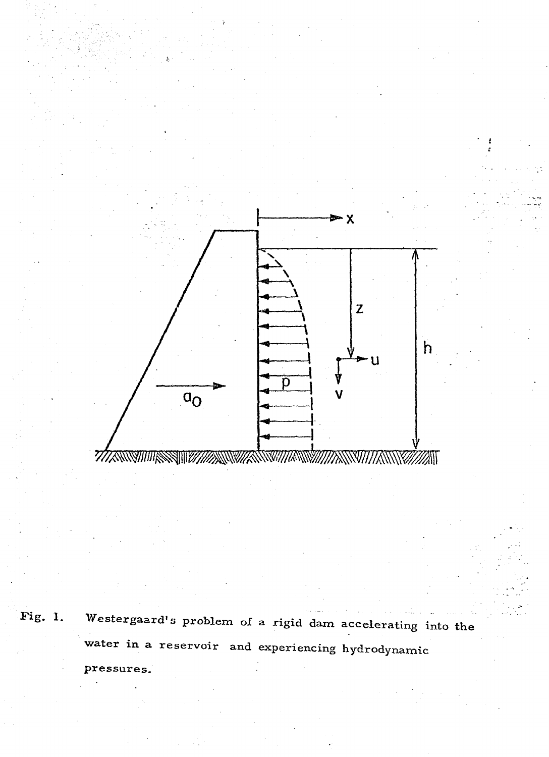Fig. 1. Westergaard's problem of a rigid dam accelerating into the water in a reservoir and experiencing hydrodynamic pressures.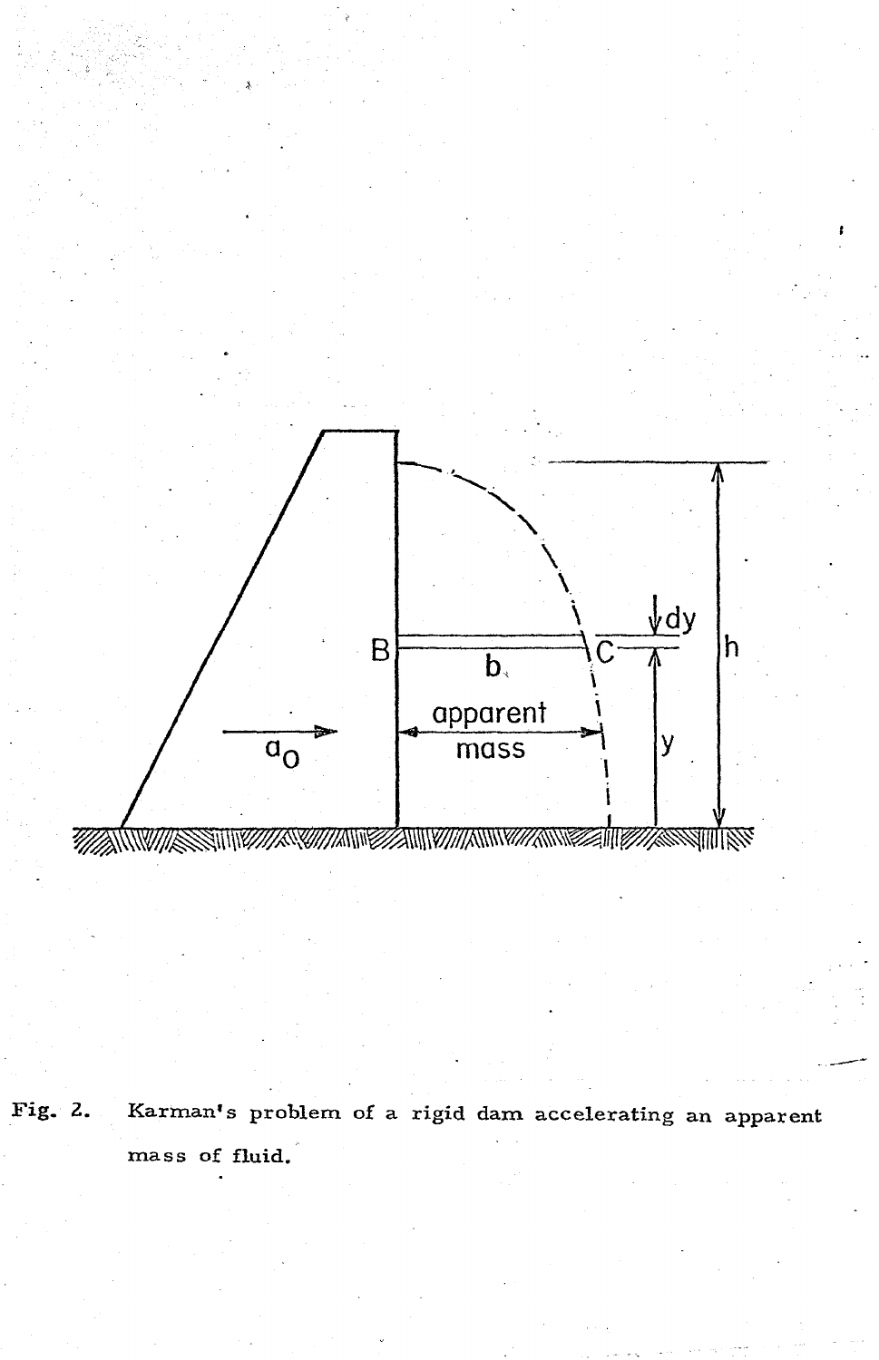Fig. 2. Karman's problem of a rigid dam accelerating an apparent mass of fluid.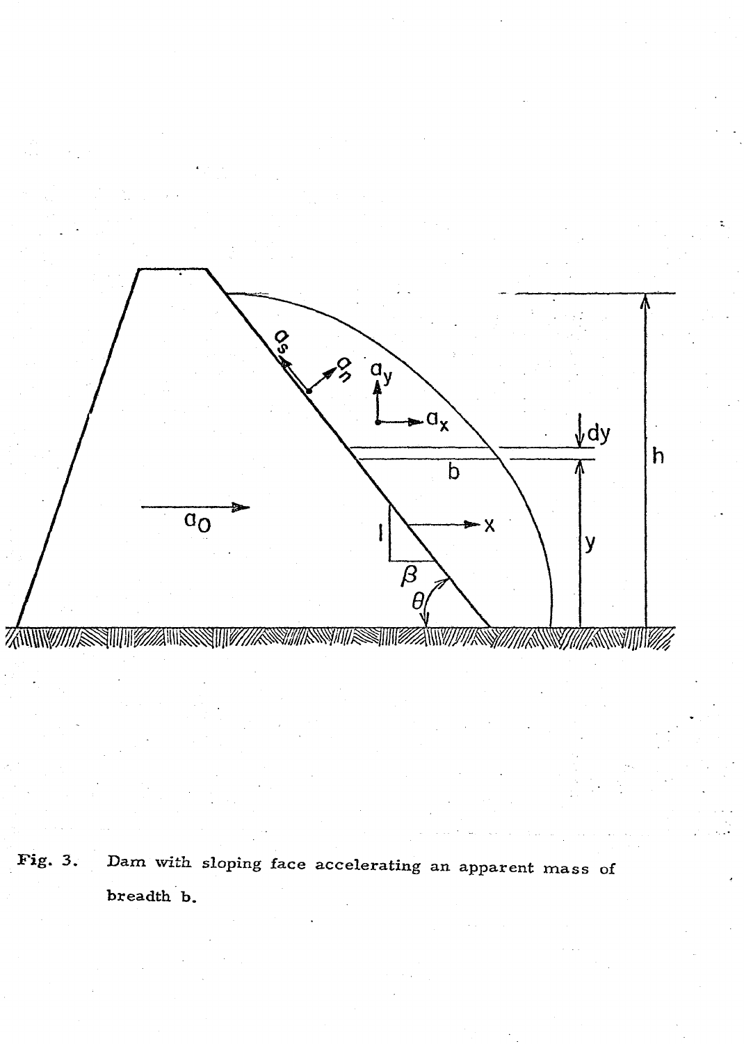Fig. 3. Dam with sloping face accelerating an apparent mass of breadth b.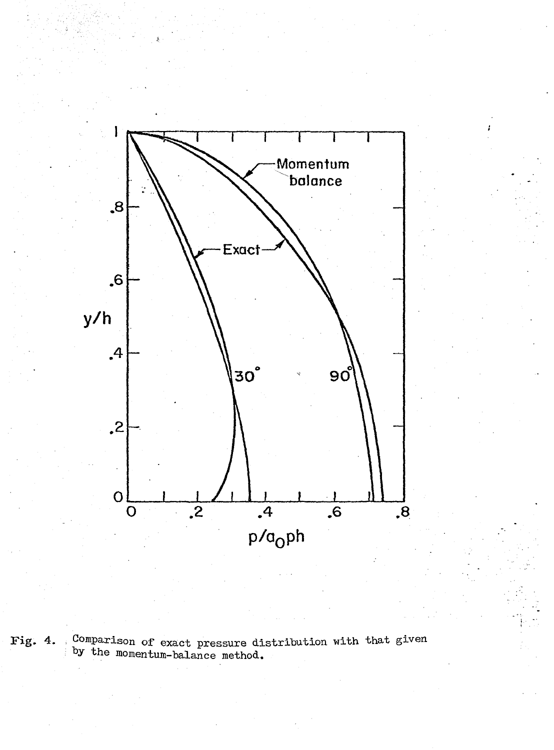Fig. 4. Comparison of exact pressure distribution with that given by the momentum-balance method.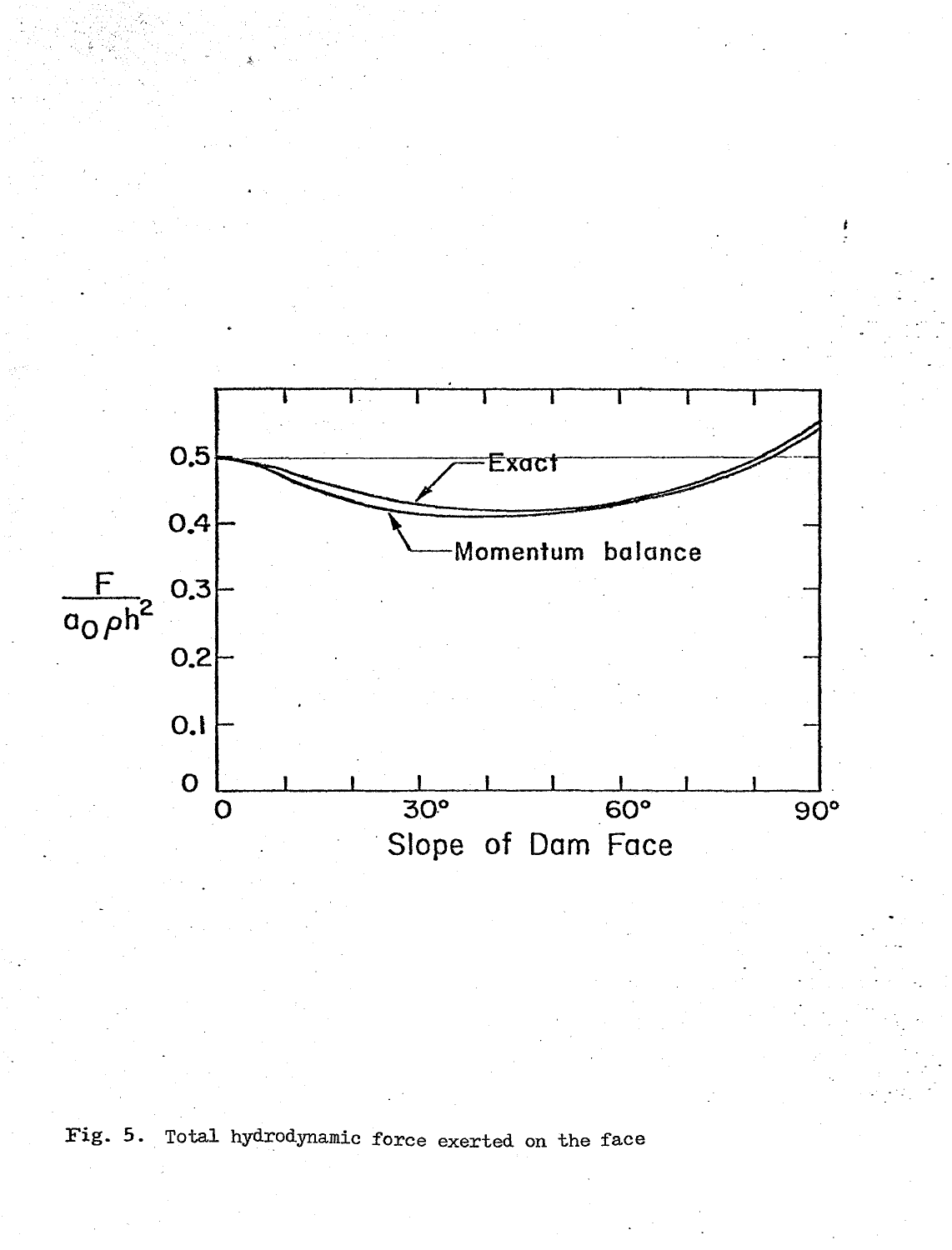Fig. 5. Total hydrodynamic force exerted on the face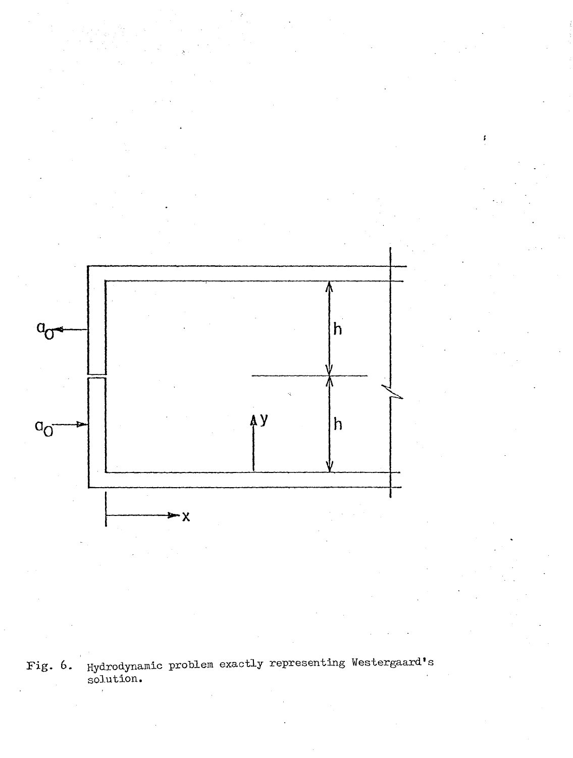Fig. 6. Hydrodynamic problem exactly representing Westergaard's solution.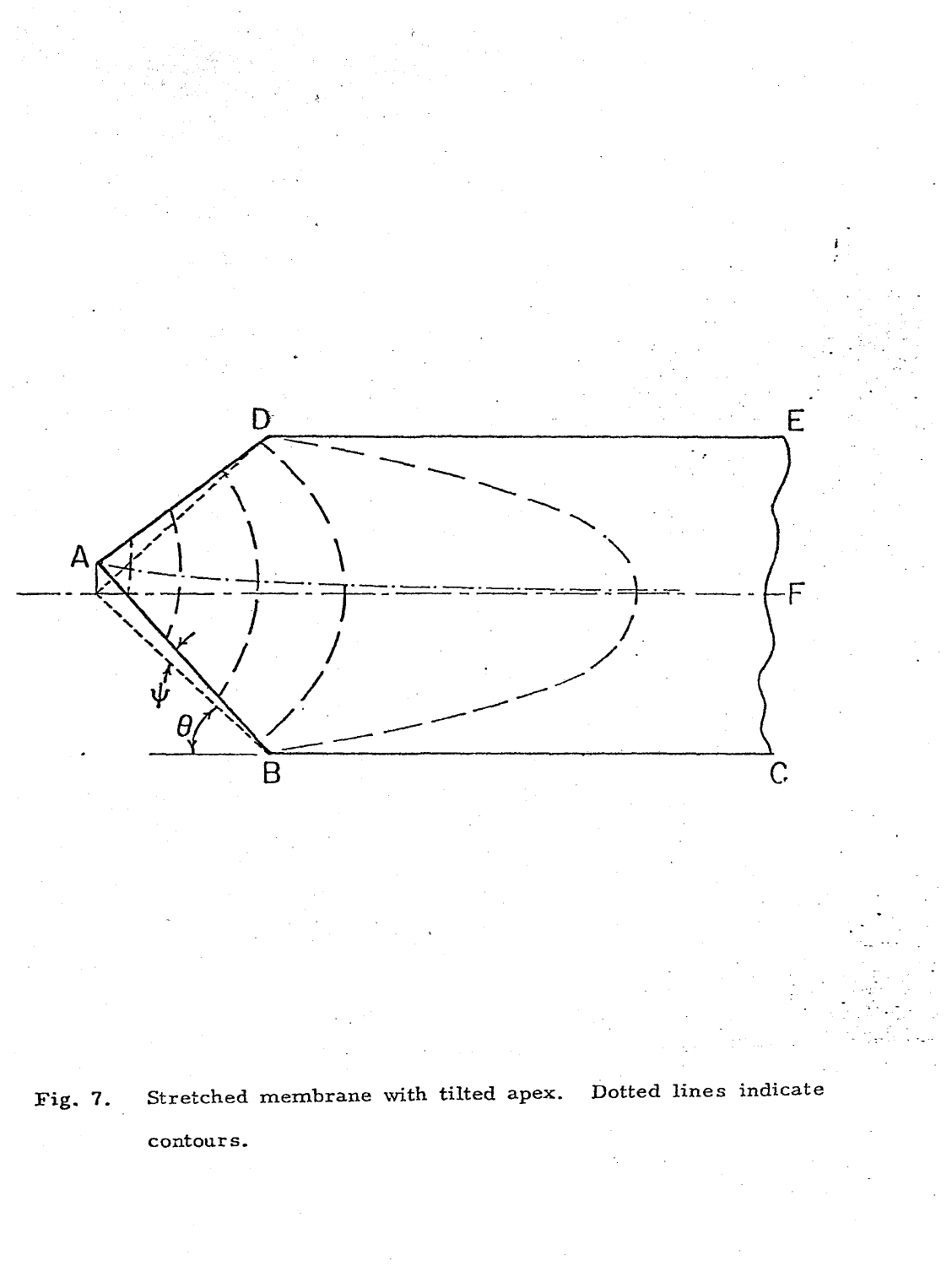Fig. 7. Stretched membrane with tilted apex. Dotted lines indicate contours.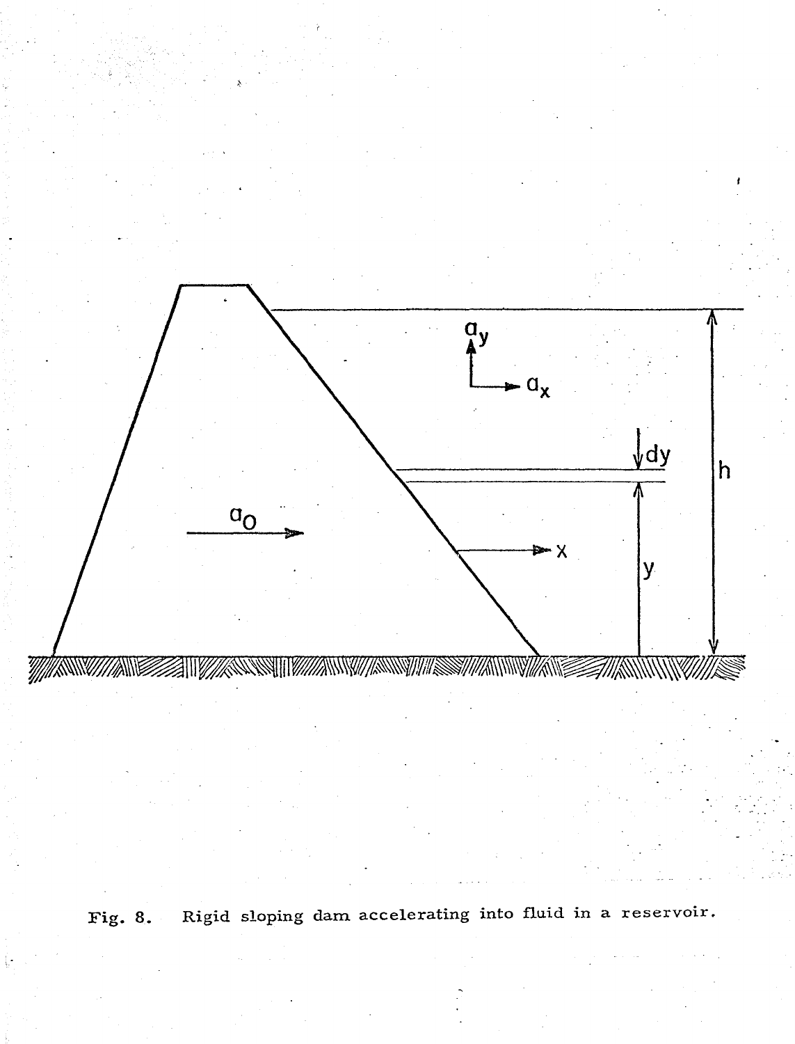$a_y$

$a_x$

$dy$

$h$

$a_O$

$x$

$y$

Fig. 8. Rigid sloping dam accelerating into fluid in a reservoir.